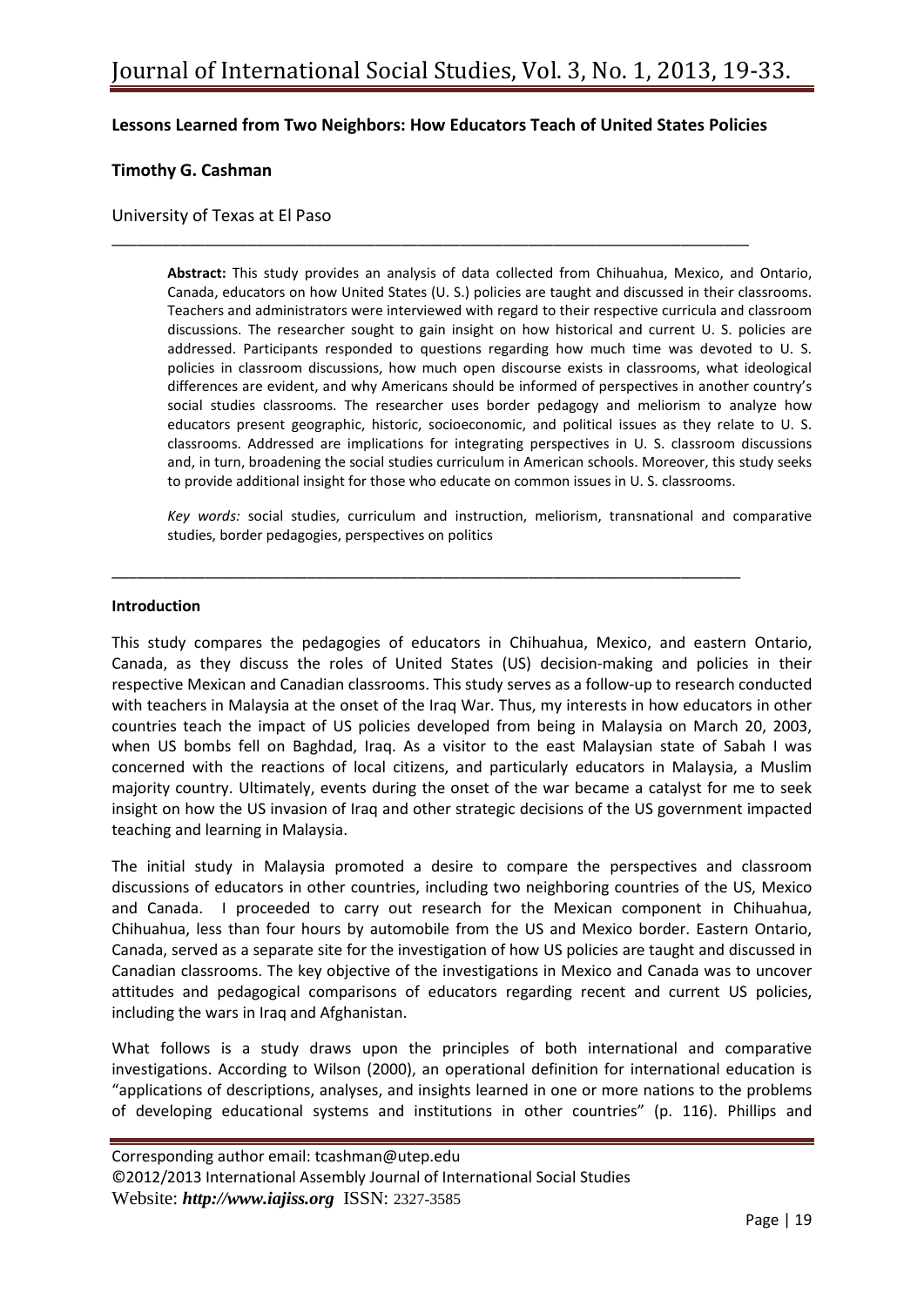**Lessons Learned from Two Neighbors: How Educators Teach of United States Policies**

**Timothy G. Cashman**

University of Texas at El Paso

---

> **Abstract:** This study provides an analysis of data collected from Chihuahua, Mexico, and Ontario, Canada, educators on how United States (U. S.) policies are taught and discussed in their classrooms. Teachers and administrators were interviewed with regard to their respective curricula and classroom discussions. The researcher sought to gain insight on how historical and current U. S. policies are addressed. Participants responded to questions regarding how much time was devoted to U. S. policies in classroom discussions, how much open discourse exists in classrooms, what ideological differences are evident, and why Americans should be informed of perspectives in another country's social studies classrooms. The researcher uses border pedagogy and meliorism to analyze how educators present geographic, historic, socioeconomic, and political issues as they relate to U. S. classrooms. Addressed are implications for integrating perspectives in U. S. classroom discussions and, in turn, broadening the social studies curriculum in American schools. Moreover, this study seeks to provide additional insight for those who educate on common issues in U. S. classrooms.
>
> *Key words:* social studies, curriculum and instruction, meliorism, transnational and comparative studies, border pedagogies, perspectives on politics

---

**Introduction**

This study compares the pedagogies of educators in Chihuahua, Mexico, and eastern Ontario, Canada, as they discuss the roles of United States (US) decision-making and policies in their respective Mexican and Canadian classrooms. This study serves as a follow-up to research conducted with teachers in Malaysia at the onset of the Iraq War. Thus, my interests in how educators in other countries teach the impact of US policies developed from being in Malaysia on March 20, 2003, when US bombs fell on Baghdad, Iraq. As a visitor to the east Malaysian state of Sabah I was concerned with the reactions of local citizens, and particularly educators in Malaysia, a Muslim majority country. Ultimately, events during the onset of the war became a catalyst for me to seek insight on how the US invasion of Iraq and other strategic decisions of the US government impacted teaching and learning in Malaysia.

The initial study in Malaysia promoted a desire to compare the perspectives and classroom discussions of educators in other countries, including two neighboring countries of the US, Mexico and Canada. I proceeded to carry out research for the Mexican component in Chihuahua, Chihuahua, less than four hours by automobile from the US and Mexico border. Eastern Ontario, Canada, served as a separate site for the investigation of how US policies are taught and discussed in Canadian classrooms. The key objective of the investigations in Mexico and Canada was to uncover attitudes and pedagogical comparisons of educators regarding recent and current US policies, including the wars in Iraq and Afghanistan.

What follows is a study draws upon the principles of both international and comparative investigations. According to Wilson (2000), an operational definition for international education is "applications of descriptions, analyses, and insights learned in one or more nations to the problems of developing educational systems and institutions in other countries" (p. 116). Phillips and

Corresponding author email: tcashman@utep.edu
©2012/2013 International Assembly Journal of International Social Studies
Website: *http://www.iajiss.org* ISSN: 2327-3585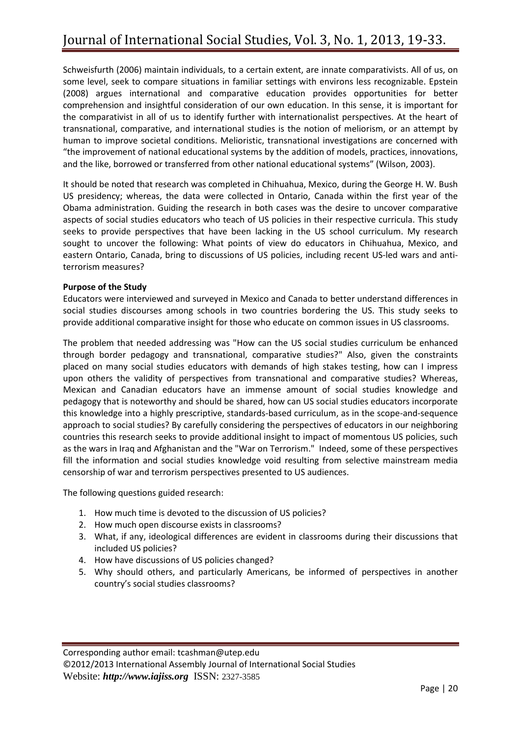Schweisfurth (2006) maintain individuals, to a certain extent, are innate comparativists. All of us, on some level, seek to compare situations in familiar settings with environs less recognizable. Epstein (2008) argues international and comparative education provides opportunities for better comprehension and insightful consideration of our own education. In this sense, it is important for the comparativist in all of us to identify further with internationalist perspectives. At the heart of transnational, comparative, and international studies is the notion of meliorism, or an attempt by human to improve societal conditions. Melioristic, transnational investigations are concerned with "the improvement of national educational systems by the addition of models, practices, innovations, and the like, borrowed or transferred from other national educational systems" (Wilson, 2003).

It should be noted that research was completed in Chihuahua, Mexico, during the George H. W. Bush US presidency; whereas, the data were collected in Ontario, Canada within the first year of the Obama administration. Guiding the research in both cases was the desire to uncover comparative aspects of social studies educators who teach of US policies in their respective curricula. This study seeks to provide perspectives that have been lacking in the US school curriculum. My research sought to uncover the following: What points of view do educators in Chihuahua, Mexico, and eastern Ontario, Canada, bring to discussions of US policies, including recent US-led wars and anti-terrorism measures?

**Purpose of the Study**

Educators were interviewed and surveyed in Mexico and Canada to better understand differences in social studies discourses among schools in two countries bordering the US. This study seeks to provide additional comparative insight for those who educate on common issues in US classrooms.

The problem that needed addressing was "How can the US social studies curriculum be enhanced through border pedagogy and transnational, comparative studies?" Also, given the constraints placed on many social studies educators with demands of high stakes testing, how can I impress upon others the validity of perspectives from transnational and comparative studies? Whereas, Mexican and Canadian educators have an immense amount of social studies knowledge and pedagogy that is noteworthy and should be shared, how can US social studies educators incorporate this knowledge into a highly prescriptive, standards-based curriculum, as in the scope-and-sequence approach to social studies? By carefully considering the perspectives of educators in our neighboring countries this research seeks to provide additional insight to impact of momentous US policies, such as the wars in Iraq and Afghanistan and the "War on Terrorism." Indeed, some of these perspectives fill the information and social studies knowledge void resulting from selective mainstream media censorship of war and terrorism perspectives presented to US audiences.

The following questions guided research:

1. How much time is devoted to the discussion of US policies?
2. How much open discourse exists in classrooms?
3. What, if any, ideological differences are evident in classrooms during their discussions that included US policies?
4. How have discussions of US policies changed?
5. Why should others, and particularly Americans, be informed of perspectives in another country's social studies classrooms?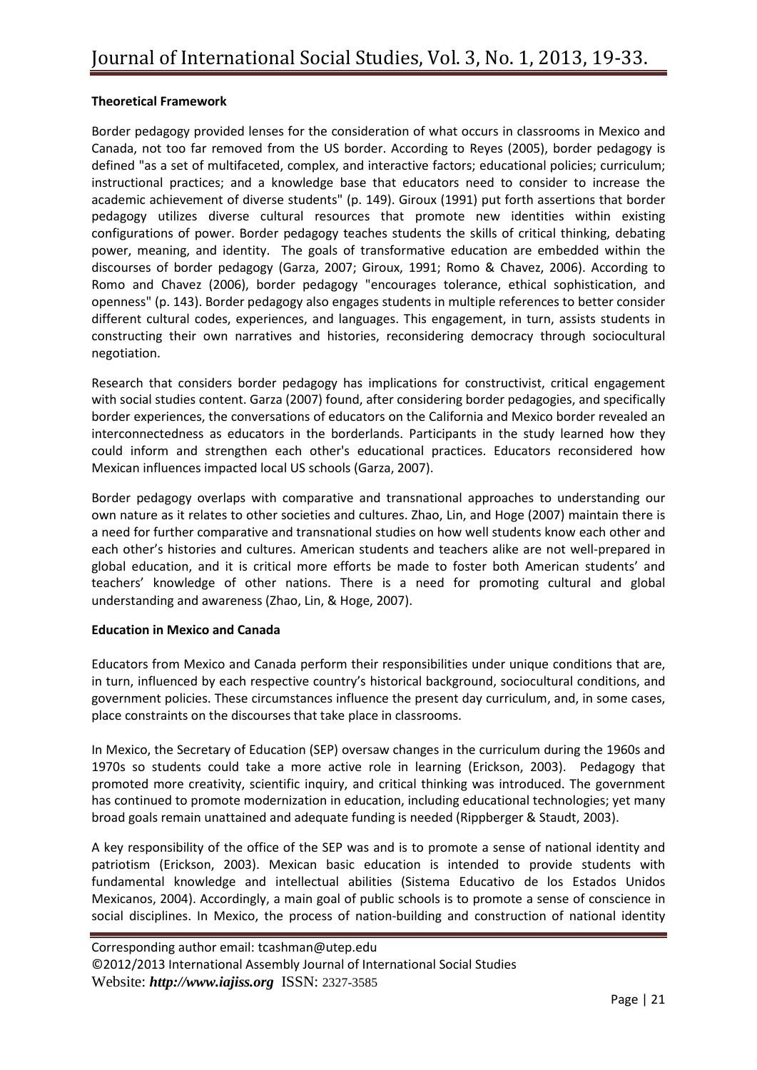**Theoretical Framework**

Border pedagogy provided lenses for the consideration of what occurs in classrooms in Mexico and Canada, not too far removed from the US border. According to Reyes (2005), border pedagogy is defined "as a set of multifaceted, complex, and interactive factors; educational policies; curriculum; instructional practices; and a knowledge base that educators need to consider to increase the academic achievement of diverse students" (p. 149). Giroux (1991) put forth assertions that border pedagogy utilizes diverse cultural resources that promote new identities within existing configurations of power. Border pedagogy teaches students the skills of critical thinking, debating power, meaning, and identity. The goals of transformative education are embedded within the discourses of border pedagogy (Garza, 2007; Giroux, 1991; Romo & Chavez, 2006). According to Romo and Chavez (2006), border pedagogy "encourages tolerance, ethical sophistication, and openness" (p. 143). Border pedagogy also engages students in multiple references to better consider different cultural codes, experiences, and languages. This engagement, in turn, assists students in constructing their own narratives and histories, reconsidering democracy through sociocultural negotiation.

Research that considers border pedagogy has implications for constructivist, critical engagement with social studies content. Garza (2007) found, after considering border pedagogies, and specifically border experiences, the conversations of educators on the California and Mexico border revealed an interconnectedness as educators in the borderlands. Participants in the study learned how they could inform and strengthen each other's educational practices. Educators reconsidered how Mexican influences impacted local US schools (Garza, 2007).

Border pedagogy overlaps with comparative and transnational approaches to understanding our own nature as it relates to other societies and cultures. Zhao, Lin, and Hoge (2007) maintain there is a need for further comparative and transnational studies on how well students know each other and each other's histories and cultures. American students and teachers alike are not well-prepared in global education, and it is critical more efforts be made to foster both American students' and teachers' knowledge of other nations. There is a need for promoting cultural and global understanding and awareness (Zhao, Lin, & Hoge, 2007).

**Education in Mexico and Canada**

Educators from Mexico and Canada perform their responsibilities under unique conditions that are, in turn, influenced by each respective country's historical background, sociocultural conditions, and government policies. These circumstances influence the present day curriculum, and, in some cases, place constraints on the discourses that take place in classrooms.

In Mexico, the Secretary of Education (SEP) oversaw changes in the curriculum during the 1960s and 1970s so students could take a more active role in learning (Erickson, 2003). Pedagogy that promoted more creativity, scientific inquiry, and critical thinking was introduced. The government has continued to promote modernization in education, including educational technologies; yet many broad goals remain unattained and adequate funding is needed (Rippberger & Staudt, 2003).

A key responsibility of the office of the SEP was and is to promote a sense of national identity and patriotism (Erickson, 2003). Mexican basic education is intended to provide students with fundamental knowledge and intellectual abilities (Sistema Educativo de los Estados Unidos Mexicanos, 2004). Accordingly, a main goal of public schools is to promote a sense of conscience in social disciplines. In Mexico, the process of nation-building and construction of national identity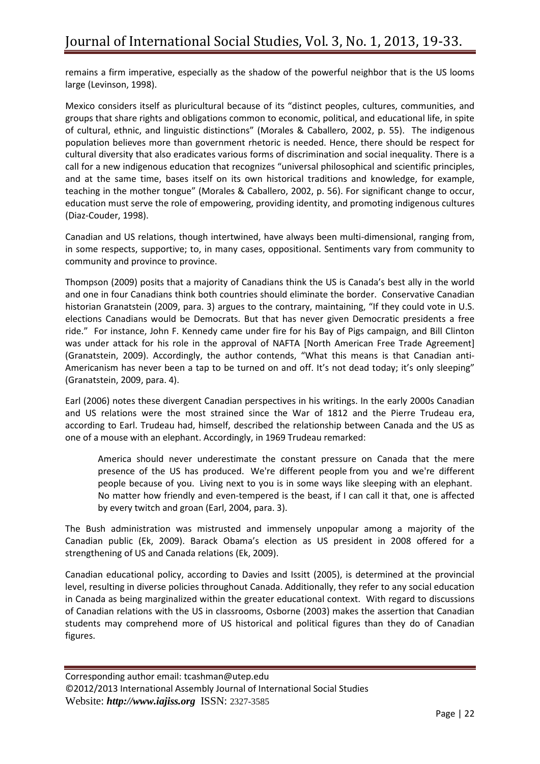remains a firm imperative, especially as the shadow of the powerful neighbor that is the US looms large (Levinson, 1998).

Mexico considers itself as pluricultural because of its "distinct peoples, cultures, communities, and groups that share rights and obligations common to economic, political, and educational life, in spite of cultural, ethnic, and linguistic distinctions" (Morales & Caballero, 2002, p. 55). The indigenous population believes more than government rhetoric is needed. Hence, there should be respect for cultural diversity that also eradicates various forms of discrimination and social inequality. There is a call for a new indigenous education that recognizes "universal philosophical and scientific principles, and at the same time, bases itself on its own historical traditions and knowledge, for example, teaching in the mother tongue" (Morales & Caballero, 2002, p. 56). For significant change to occur, education must serve the role of empowering, providing identity, and promoting indigenous cultures (Diaz-Couder, 1998).

Canadian and US relations, though intertwined, have always been multi-dimensional, ranging from, in some respects, supportive; to, in many cases, oppositional. Sentiments vary from community to community and province to province.

Thompson (2009) posits that a majority of Canadians think the US is Canada's best ally in the world and one in four Canadians think both countries should eliminate the border. Conservative Canadian historian Granatstein (2009, para. 3) argues to the contrary, maintaining, "If they could vote in U.S. elections Canadians would be Democrats. But that has never given Democratic presidents a free ride." For instance, John F. Kennedy came under fire for his Bay of Pigs campaign, and Bill Clinton was under attack for his role in the approval of NAFTA [North American Free Trade Agreement] (Granatstein, 2009). Accordingly, the author contends, "What this means is that Canadian anti-Americanism has never been a tap to be turned on and off. It's not dead today; it's only sleeping" (Granatstein, 2009, para. 4).

Earl (2006) notes these divergent Canadian perspectives in his writings. In the early 2000s Canadian and US relations were the most strained since the War of 1812 and the Pierre Trudeau era, according to Earl. Trudeau had, himself, described the relationship between Canada and the US as one of a mouse with an elephant. Accordingly, in 1969 Trudeau remarked:

> America should never underestimate the constant pressure on Canada that the mere presence of the US has produced. We're different people from you and we're different people because of you. Living next to you is in some ways like sleeping with an elephant. No matter how friendly and even-tempered is the beast, if I can call it that, one is affected by every twitch and groan (Earl, 2004, para. 3).

The Bush administration was mistrusted and immensely unpopular among a majority of the Canadian public (Ek, 2009). Barack Obama's election as US president in 2008 offered for a strengthening of US and Canada relations (Ek, 2009).

Canadian educational policy, according to Davies and Issitt (2005), is determined at the provincial level, resulting in diverse policies throughout Canada. Additionally, they refer to any social education in Canada as being marginalized within the greater educational context. With regard to discussions of Canadian relations with the US in classrooms, Osborne (2003) makes the assertion that Canadian students may comprehend more of US historical and political figures than they do of Canadian figures.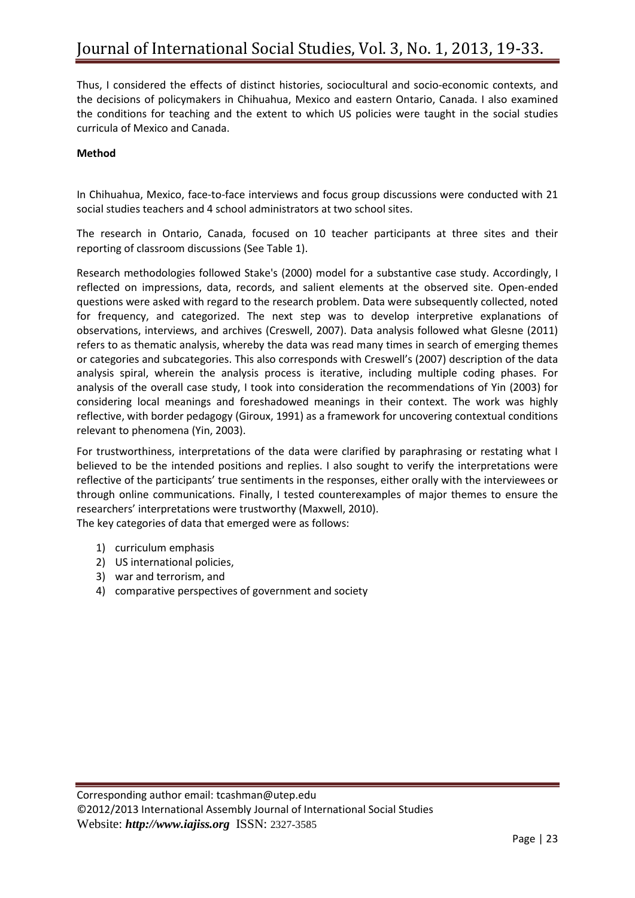Thus, I considered the effects of distinct histories, sociocultural and socio-economic contexts, and the decisions of policymakers in Chihuahua, Mexico and eastern Ontario, Canada. I also examined the conditions for teaching and the extent to which US policies were taught in the social studies curricula of Mexico and Canada.

**Method**

In Chihuahua, Mexico, face-to-face interviews and focus group discussions were conducted with 21 social studies teachers and 4 school administrators at two school sites.

The research in Ontario, Canada, focused on 10 teacher participants at three sites and their reporting of classroom discussions (See Table 1).

Research methodologies followed Stake's (2000) model for a substantive case study. Accordingly, I reflected on impressions, data, records, and salient elements at the observed site. Open-ended questions were asked with regard to the research problem. Data were subsequently collected, noted for frequency, and categorized. The next step was to develop interpretive explanations of observations, interviews, and archives (Creswell, 2007). Data analysis followed what Glesne (2011) refers to as thematic analysis, whereby the data was read many times in search of emerging themes or categories and subcategories. This also corresponds with Creswell's (2007) description of the data analysis spiral, wherein the analysis process is iterative, including multiple coding phases. For analysis of the overall case study, I took into consideration the recommendations of Yin (2003) for considering local meanings and foreshadowed meanings in their context. The work was highly reflective, with border pedagogy (Giroux, 1991) as a framework for uncovering contextual conditions relevant to phenomena (Yin, 2003).

For trustworthiness, interpretations of the data were clarified by paraphrasing or restating what I believed to be the intended positions and replies. I also sought to verify the interpretations were reflective of the participants' true sentiments in the responses, either orally with the interviewees or through online communications. Finally, I tested counterexamples of major themes to ensure the researchers' interpretations were trustworthy (Maxwell, 2010).
The key categories of data that emerged were as follows:

1) curriculum emphasis
2) US international policies,
3) war and terrorism, and
4) comparative perspectives of government and society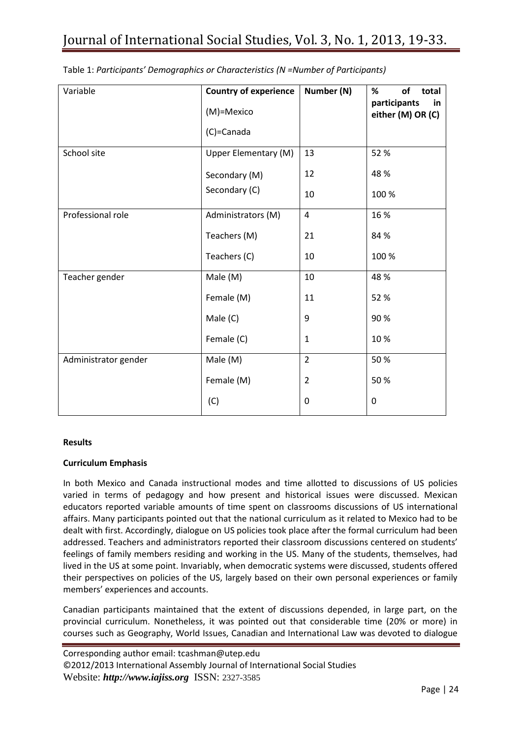Table 1: *Participants' Demographics or Characteristics (N =Number of Participants)*

| Variable | **Country of experience** (M)=Mexico (C)=Canada | **Number (N)** | **% of total participants in either (M) OR (C)** |
|---|---|---|---|
| School site | Upper Elementary (M) | 13 | 52 % |
| | Secondary (M) | 12 | 48 % |
| | Secondary (C) | 10 | 100 % |
| Professional role | Administrators (M) | 4 | 16 % |
| | Teachers (M) | 21 | 84 % |
| | Teachers (C) | 10 | 100 % |
| Teacher gender | Male (M) | 10 | 48 % |
| | Female (M) | 11 | 52 % |
| | Male (C) | 9 | 90 % |
| | Female (C) | 1 | 10 % |
| Administrator gender | Male (M) | 2 | 50 % |
| | Female (M) | 2 | 50 % |
| | (C) | 0 | 0 |

**Results**

**Curriculum Emphasis**

In both Mexico and Canada instructional modes and time allotted to discussions of US policies varied in terms of pedagogy and how present and historical issues were discussed. Mexican educators reported variable amounts of time spent on classrooms discussions of US international affairs. Many participants pointed out that the national curriculum as it related to Mexico had to be dealt with first. Accordingly, dialogue on US policies took place after the formal curriculum had been addressed. Teachers and administrators reported their classroom discussions centered on students' feelings of family members residing and working in the US. Many of the students, themselves, had lived in the US at some point. Invariably, when democratic systems were discussed, students offered their perspectives on policies of the US, largely based on their own personal experiences or family members' experiences and accounts.

Canadian participants maintained that the extent of discussions depended, in large part, on the provincial curriculum. Nonetheless, it was pointed out that considerable time (20% or more) in courses such as Geography, World Issues, Canadian and International Law was devoted to dialogue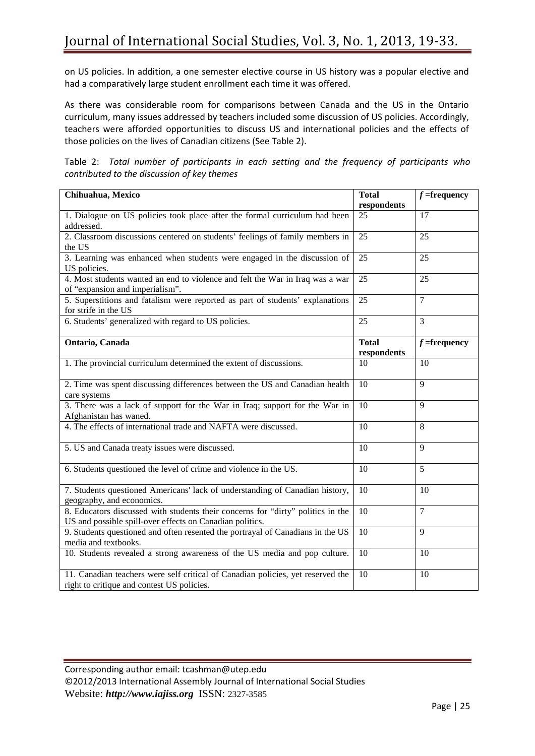on US policies. In addition, a one semester elective course in US history was a popular elective and had a comparatively large student enrollment each time it was offered.

As there was considerable room for comparisons between Canada and the US in the Ontario curriculum, many issues addressed by teachers included some discussion of US policies. Accordingly, teachers were afforded opportunities to discuss US and international policies and the effects of those policies on the lives of Canadian citizens (See Table 2).

Table 2: *Total number of participants in each setting and the frequency of participants who contributed to the discussion of key themes*

| **Chihuahua, Mexico** | **Total respondents** | ***f* =frequency** |
|---|---|---|
| 1. Dialogue on US policies took place after the formal curriculum had been addressed. | 25 | 17 |
| 2. Classroom discussions centered on students' feelings of family members in the US | 25 | 25 |
| 3. Learning was enhanced when students were engaged in the discussion of US policies. | 25 | 25 |
| 4. Most students wanted an end to violence and felt the War in Iraq was a war of "expansion and imperialism". | 25 | 25 |
| 5. Superstitions and fatalism were reported as part of students' explanations for strife in the US | 25 | 7 |
| 6. Students' generalized with regard to US policies. | 25 | 3 |
| **Ontario, Canada** | **Total respondents** | ***f* =frequency** |
| 1. The provincial curriculum determined the extent of discussions. | 10 | 10 |
| 2. Time was spent discussing differences between the US and Canadian health care systems | 10 | 9 |
| 3. There was a lack of support for the War in Iraq; support for the War in Afghanistan has waned. | 10 | 9 |
| 4. The effects of international trade and NAFTA were discussed. | 10 | 8 |
| 5. US and Canada treaty issues were discussed. | 10 | 9 |
| 6. Students questioned the level of crime and violence in the US. | 10 | 5 |
| 7. Students questioned Americans' lack of understanding of Canadian history, geography, and economics. | 10 | 10 |
| 8. Educators discussed with students their concerns for "dirty" politics in the US and possible spill-over effects on Canadian politics. | 10 | 7 |
| 9. Students questioned and often resented the portrayal of Canadians in the US media and textbooks. | 10 | 9 |
| 10. Students revealed a strong awareness of the US media and pop culture. | 10 | 10 |
| 11. Canadian teachers were self critical of Canadian policies, yet reserved the right to critique and contest US policies. | 10 | 10 |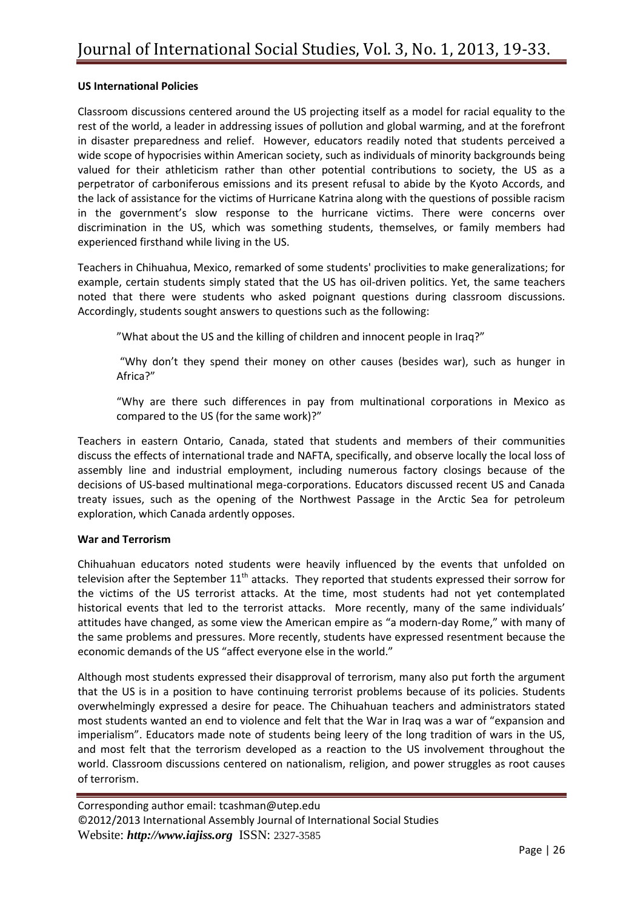**US International Policies**

Classroom discussions centered around the US projecting itself as a model for racial equality to the rest of the world, a leader in addressing issues of pollution and global warming, and at the forefront in disaster preparedness and relief. However, educators readily noted that students perceived a wide scope of hypocrisies within American society, such as individuals of minority backgrounds being valued for their athleticism rather than other potential contributions to society, the US as a perpetrator of carboniferous emissions and its present refusal to abide by the Kyoto Accords, and the lack of assistance for the victims of Hurricane Katrina along with the questions of possible racism in the government's slow response to the hurricane victims. There were concerns over discrimination in the US, which was something students, themselves, or family members had experienced firsthand while living in the US.

Teachers in Chihuahua, Mexico, remarked of some students' proclivities to make generalizations; for example, certain students simply stated that the US has oil-driven politics. Yet, the same teachers noted that there were students who asked poignant questions during classroom discussions. Accordingly, students sought answers to questions such as the following:

> "What about the US and the killing of children and innocent people in Iraq?"
>
> "Why don't they spend their money on other causes (besides war), such as hunger in Africa?"
>
> "Why are there such differences in pay from multinational corporations in Mexico as compared to the US (for the same work)?"

Teachers in eastern Ontario, Canada, stated that students and members of their communities discuss the effects of international trade and NAFTA, specifically, and observe locally the local loss of assembly line and industrial employment, including numerous factory closings because of the decisions of US-based multinational mega-corporations. Educators discussed recent US and Canada treaty issues, such as the opening of the Northwest Passage in the Arctic Sea for petroleum exploration, which Canada ardently opposes.

**War and Terrorism**

Chihuahuan educators noted students were heavily influenced by the events that unfolded on television after the September 11th attacks. They reported that students expressed their sorrow for the victims of the US terrorist attacks. At the time, most students had not yet contemplated historical events that led to the terrorist attacks. More recently, many of the same individuals' attitudes have changed, as some view the American empire as "a modern-day Rome," with many of the same problems and pressures. More recently, students have expressed resentment because the economic demands of the US "affect everyone else in the world."

Although most students expressed their disapproval of terrorism, many also put forth the argument that the US is in a position to have continuing terrorist problems because of its policies. Students overwhelmingly expressed a desire for peace. The Chihuahuan teachers and administrators stated most students wanted an end to violence and felt that the War in Iraq was a war of "expansion and imperialism". Educators made note of students being leery of the long tradition of wars in the US, and most felt that the terrorism developed as a reaction to the US involvement throughout the world. Classroom discussions centered on nationalism, religion, and power struggles as root causes of terrorism.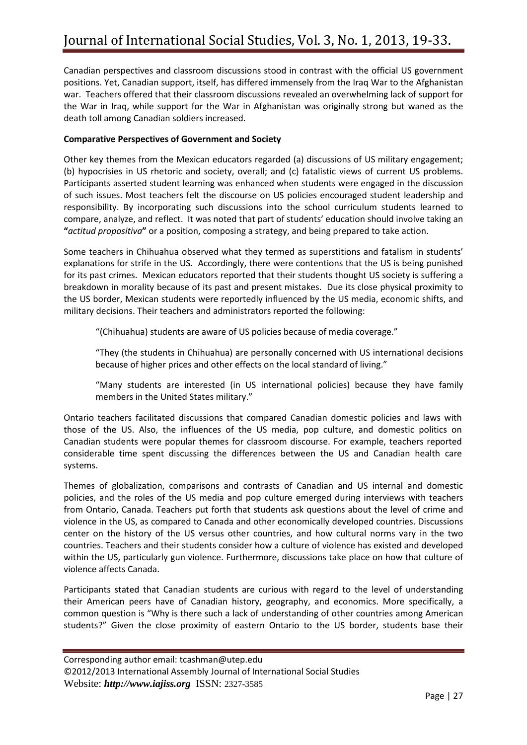Canadian perspectives and classroom discussions stood in contrast with the official US government positions. Yet, Canadian support, itself, has differed immensely from the Iraq War to the Afghanistan war. Teachers offered that their classroom discussions revealed an overwhelming lack of support for the War in Iraq, while support for the War in Afghanistan was originally strong but waned as the death toll among Canadian soldiers increased.

**Comparative Perspectives of Government and Society**

Other key themes from the Mexican educators regarded (a) discussions of US military engagement; (b) hypocrisies in US rhetoric and society, overall; and (c) fatalistic views of current US problems. Participants asserted student learning was enhanced when students were engaged in the discussion of such issues. Most teachers felt the discourse on US policies encouraged student leadership and responsibility. By incorporating such discussions into the school curriculum students learned to compare, analyze, and reflect. It was noted that part of students' education should involve taking an **"*actitud propositiva*"** or a position, composing a strategy, and being prepared to take action.

Some teachers in Chihuahua observed what they termed as superstitions and fatalism in students' explanations for strife in the US. Accordingly, there were contentions that the US is being punished for its past crimes. Mexican educators reported that their students thought US society is suffering a breakdown in morality because of its past and present mistakes. Due its close physical proximity to the US border, Mexican students were reportedly influenced by the US media, economic shifts, and military decisions. Their teachers and administrators reported the following:

> "(Chihuahua) students are aware of US policies because of media coverage."
>
> "They (the students in Chihuahua) are personally concerned with US international decisions because of higher prices and other effects on the local standard of living."
>
> "Many students are interested (in US international policies) because they have family members in the United States military."

Ontario teachers facilitated discussions that compared Canadian domestic policies and laws with those of the US. Also, the influences of the US media, pop culture, and domestic politics on Canadian students were popular themes for classroom discourse. For example, teachers reported considerable time spent discussing the differences between the US and Canadian health care systems.

Themes of globalization, comparisons and contrasts of Canadian and US internal and domestic policies, and the roles of the US media and pop culture emerged during interviews with teachers from Ontario, Canada. Teachers put forth that students ask questions about the level of crime and violence in the US, as compared to Canada and other economically developed countries. Discussions center on the history of the US versus other countries, and how cultural norms vary in the two countries. Teachers and their students consider how a culture of violence has existed and developed within the US, particularly gun violence. Furthermore, discussions take place on how that culture of violence affects Canada.

Participants stated that Canadian students are curious with regard to the level of understanding their American peers have of Canadian history, geography, and economics. More specifically, a common question is "Why is there such a lack of understanding of other countries among American students?" Given the close proximity of eastern Ontario to the US border, students base their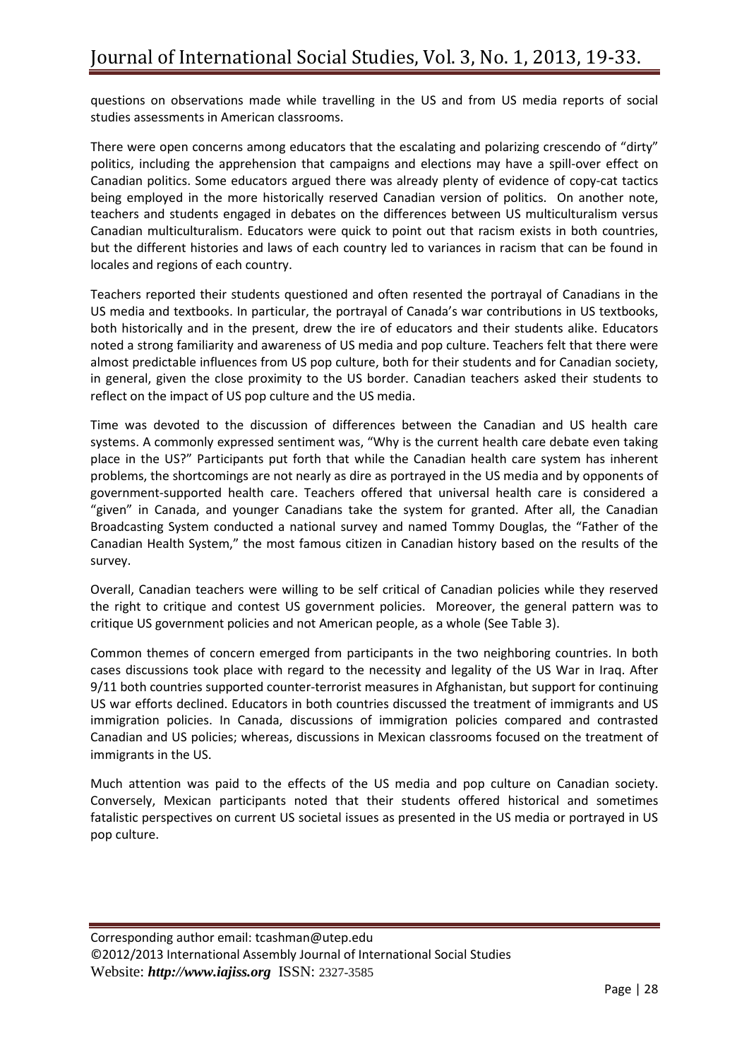questions on observations made while travelling in the US and from US media reports of social studies assessments in American classrooms.

There were open concerns among educators that the escalating and polarizing crescendo of "dirty" politics, including the apprehension that campaigns and elections may have a spill-over effect on Canadian politics. Some educators argued there was already plenty of evidence of copy-cat tactics being employed in the more historically reserved Canadian version of politics. On another note, teachers and students engaged in debates on the differences between US multiculturalism versus Canadian multiculturalism. Educators were quick to point out that racism exists in both countries, but the different histories and laws of each country led to variances in racism that can be found in locales and regions of each country.

Teachers reported their students questioned and often resented the portrayal of Canadians in the US media and textbooks. In particular, the portrayal of Canada's war contributions in US textbooks, both historically and in the present, drew the ire of educators and their students alike. Educators noted a strong familiarity and awareness of US media and pop culture. Teachers felt that there were almost predictable influences from US pop culture, both for their students and for Canadian society, in general, given the close proximity to the US border. Canadian teachers asked their students to reflect on the impact of US pop culture and the US media.

Time was devoted to the discussion of differences between the Canadian and US health care systems. A commonly expressed sentiment was, "Why is the current health care debate even taking place in the US?" Participants put forth that while the Canadian health care system has inherent problems, the shortcomings are not nearly as dire as portrayed in the US media and by opponents of government-supported health care. Teachers offered that universal health care is considered a "given" in Canada, and younger Canadians take the system for granted. After all, the Canadian Broadcasting System conducted a national survey and named Tommy Douglas, the "Father of the Canadian Health System," the most famous citizen in Canadian history based on the results of the survey.

Overall, Canadian teachers were willing to be self critical of Canadian policies while they reserved the right to critique and contest US government policies. Moreover, the general pattern was to critique US government policies and not American people, as a whole (See Table 3).

Common themes of concern emerged from participants in the two neighboring countries. In both cases discussions took place with regard to the necessity and legality of the US War in Iraq. After 9/11 both countries supported counter-terrorist measures in Afghanistan, but support for continuing US war efforts declined. Educators in both countries discussed the treatment of immigrants and US immigration policies. In Canada, discussions of immigration policies compared and contrasted Canadian and US policies; whereas, discussions in Mexican classrooms focused on the treatment of immigrants in the US.

Much attention was paid to the effects of the US media and pop culture on Canadian society. Conversely, Mexican participants noted that their students offered historical and sometimes fatalistic perspectives on current US societal issues as presented in the US media or portrayed in US pop culture.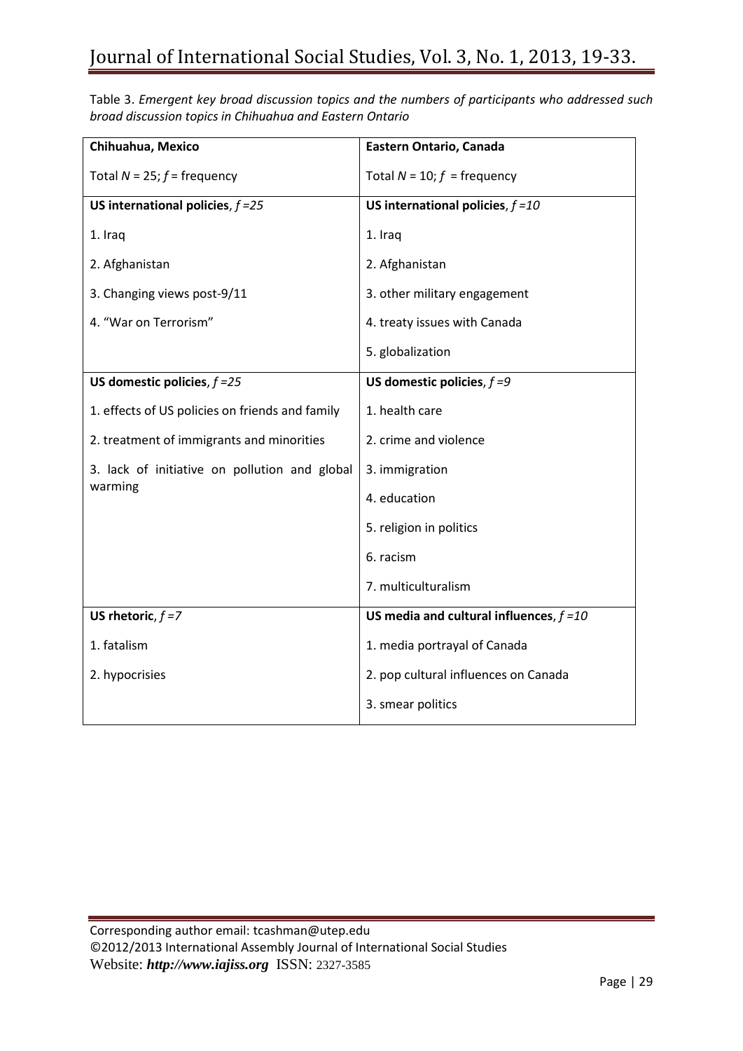Table 3. *Emergent key broad discussion topics and the numbers of participants who addressed such broad discussion topics in Chihuahua and Eastern Ontario*

| **Chihuahua, Mexico** | **Eastern Ontario, Canada** |
|---|---|
| Total $N$ = 25; $f$ = frequency | Total $N$ = 10; $f$ = frequency |
| **US international policies**, *f =25* | **US international policies**, *f =10* |
| 1. Iraq | 1. Iraq |
| 2. Afghanistan | 2. Afghanistan |
| 3. Changing views post-9/11 | 3. other military engagement |
| 4. "War on Terrorism" | 4. treaty issues with Canada |
| | 5. globalization |
| **US domestic policies**, *f =25* | **US domestic policies**, *f =9* |
| 1. effects of US policies on friends and family | 1. health care |
| 2. treatment of immigrants and minorities | 2. crime and violence |
| 3. lack of initiative on pollution and global warming | 3. immigration |
| | 4. education |
| | 5. religion in politics |
| | 6. racism |
| | 7. multiculturalism |
| **US rhetoric**, *f =7* | **US media and cultural influences**, *f =10* |
| 1. fatalism | 1. media portrayal of Canada |
| 2. hypocrisies | 2. pop cultural influences on Canada |
| | 3. smear politics |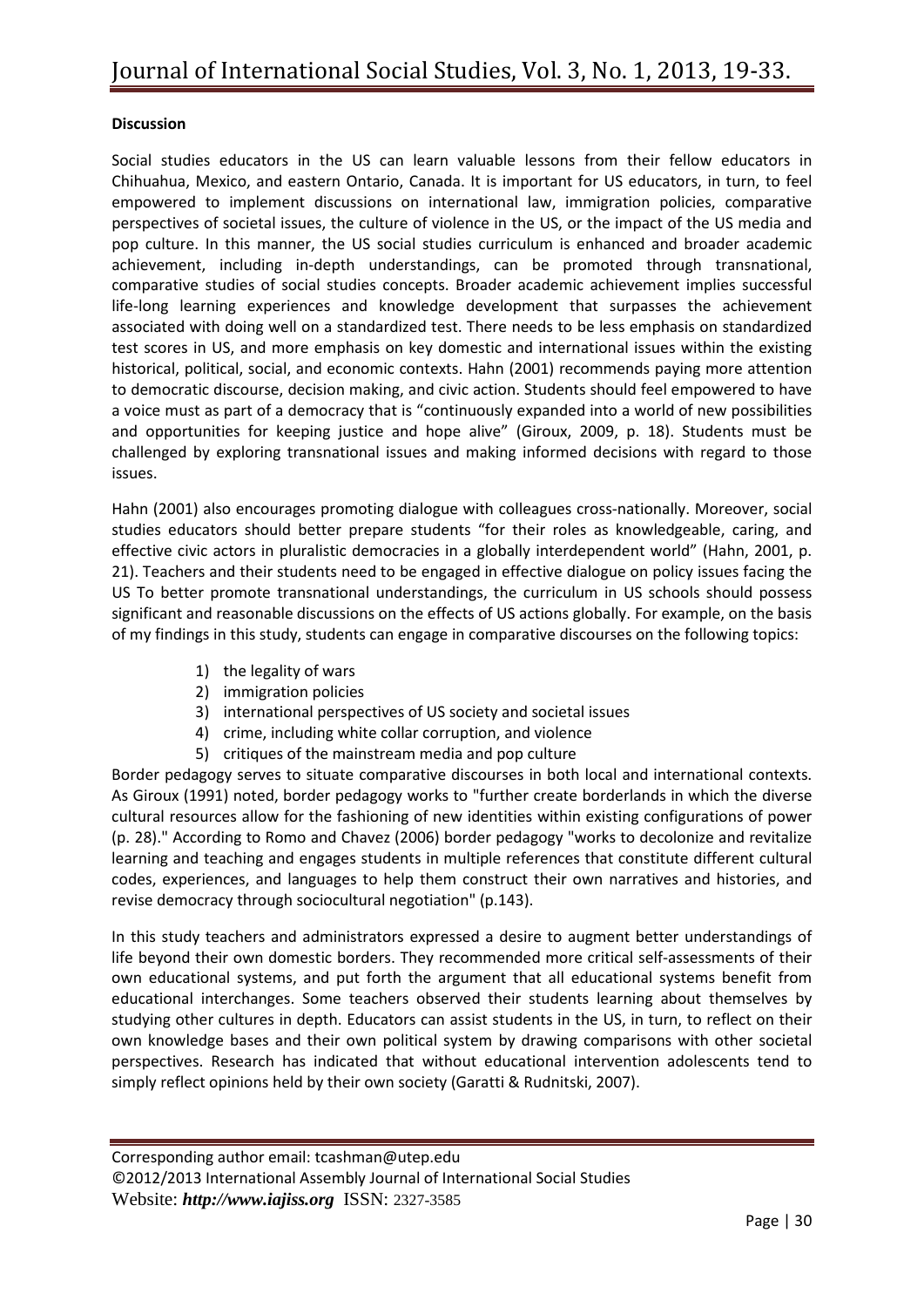**Discussion**

Social studies educators in the US can learn valuable lessons from their fellow educators in Chihuahua, Mexico, and eastern Ontario, Canada. It is important for US educators, in turn, to feel empowered to implement discussions on international law, immigration policies, comparative perspectives of societal issues, the culture of violence in the US, or the impact of the US media and pop culture. In this manner, the US social studies curriculum is enhanced and broader academic achievement, including in-depth understandings, can be promoted through transnational, comparative studies of social studies concepts. Broader academic achievement implies successful life-long learning experiences and knowledge development that surpasses the achievement associated with doing well on a standardized test. There needs to be less emphasis on standardized test scores in US, and more emphasis on key domestic and international issues within the existing historical, political, social, and economic contexts. Hahn (2001) recommends paying more attention to democratic discourse, decision making, and civic action. Students should feel empowered to have a voice must as part of a democracy that is "continuously expanded into a world of new possibilities and opportunities for keeping justice and hope alive" (Giroux, 2009, p. 18). Students must be challenged by exploring transnational issues and making informed decisions with regard to those issues.

Hahn (2001) also encourages promoting dialogue with colleagues cross-nationally. Moreover, social studies educators should better prepare students "for their roles as knowledgeable, caring, and effective civic actors in pluralistic democracies in a globally interdependent world" (Hahn, 2001, p. 21). Teachers and their students need to be engaged in effective dialogue on policy issues facing the US To better promote transnational understandings, the curriculum in US schools should possess significant and reasonable discussions on the effects of US actions globally. For example, on the basis of my findings in this study, students can engage in comparative discourses on the following topics:

1) the legality of wars
2) immigration policies
3) international perspectives of US society and societal issues
4) crime, including white collar corruption, and violence
5) critiques of the mainstream media and pop culture

Border pedagogy serves to situate comparative discourses in both local and international contexts. As Giroux (1991) noted, border pedagogy works to "further create borderlands in which the diverse cultural resources allow for the fashioning of new identities within existing configurations of power (p. 28)." According to Romo and Chavez (2006) border pedagogy "works to decolonize and revitalize learning and teaching and engages students in multiple references that constitute different cultural codes, experiences, and languages to help them construct their own narratives and histories, and revise democracy through sociocultural negotiation" (p.143).

In this study teachers and administrators expressed a desire to augment better understandings of life beyond their own domestic borders. They recommended more critical self-assessments of their own educational systems, and put forth the argument that all educational systems benefit from educational interchanges. Some teachers observed their students learning about themselves by studying other cultures in depth. Educators can assist students in the US, in turn, to reflect on their own knowledge bases and their own political system by drawing comparisons with other societal perspectives. Research has indicated that without educational intervention adolescents tend to simply reflect opinions held by their own society (Garatti & Rudnitski, 2007).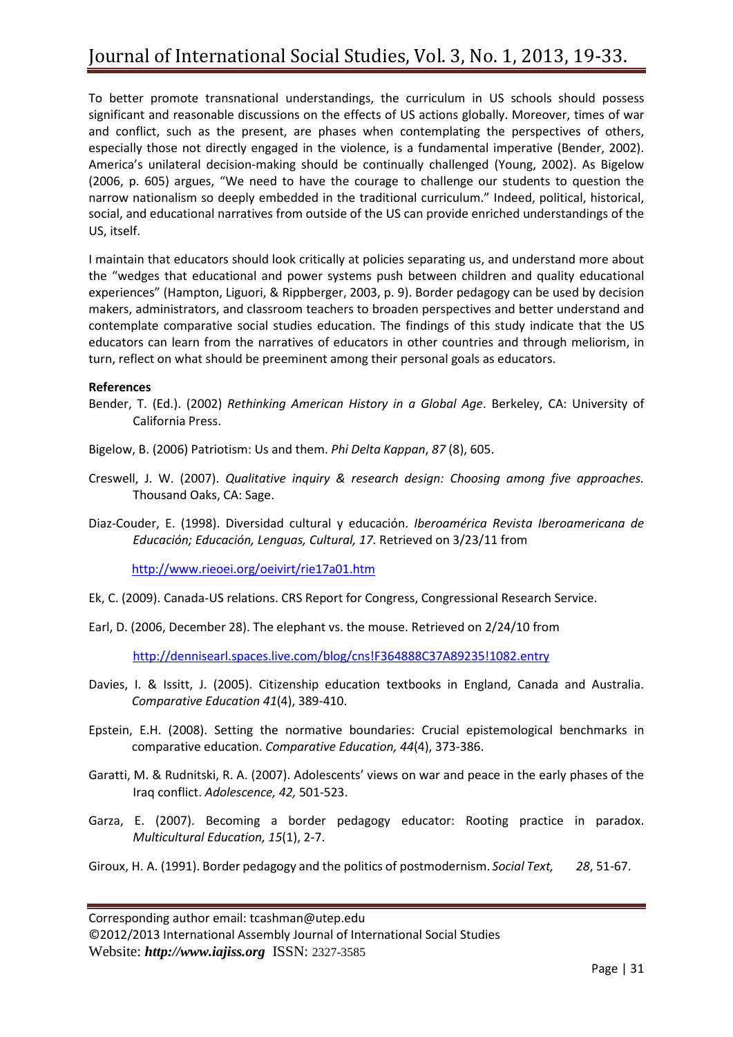To better promote transnational understandings, the curriculum in US schools should possess significant and reasonable discussions on the effects of US actions globally. Moreover, times of war and conflict, such as the present, are phases when contemplating the perspectives of others, especially those not directly engaged in the violence, is a fundamental imperative (Bender, 2002). America's unilateral decision-making should be continually challenged (Young, 2002). As Bigelow (2006, p. 605) argues, "We need to have the courage to challenge our students to question the narrow nationalism so deeply embedded in the traditional curriculum." Indeed, political, historical, social, and educational narratives from outside of the US can provide enriched understandings of the US, itself.

I maintain that educators should look critically at policies separating us, and understand more about the "wedges that educational and power systems push between children and quality educational experiences" (Hampton, Liguori, & Rippberger, 2003, p. 9). Border pedagogy can be used by decision makers, administrators, and classroom teachers to broaden perspectives and better understand and contemplate comparative social studies education. The findings of this study indicate that the US educators can learn from the narratives of educators in other countries and through meliorism, in turn, reflect on what should be preeminent among their personal goals as educators.

**References**

Bender, T. (Ed.). (2002) *Rethinking American History in a Global Age*. Berkeley, CA: University of California Press.

Bigelow, B. (2006) Patriotism: Us and them. *Phi Delta Kappan*, *87* (8), 605.

Creswell, J. W. (2007). *Qualitative inquiry & research design: Choosing among five approaches.* Thousand Oaks, CA: Sage.

Diaz-Couder, E. (1998). Diversidad cultural y educación. *Iberoamérica Revista Iberoamericana de Educación; Educación, Lenguas, Cultural, 17.* Retrieved on 3/23/11 from

http://www.rieoei.org/oeivirt/rie17a01.htm

Ek, C. (2009). Canada-US relations. CRS Report for Congress, Congressional Research Service.

Earl, D. (2006, December 28). The elephant vs. the mouse. Retrieved on 2/24/10 from

http://dennisearl.spaces.live.com/blog/cns!F364888C37A89235!1082.entry

Davies, I. & Issitt, J. (2005). Citizenship education textbooks in England, Canada and Australia. *Comparative Education 41*(4), 389-410.

Epstein, E.H. (2008). Setting the normative boundaries: Crucial epistemological benchmarks in comparative education. *Comparative Education, 44*(4), 373-386.

Garatti, M. & Rudnitski, R. A. (2007). Adolescents' views on war and peace in the early phases of the Iraq conflict. *Adolescence, 42,* 501-523.

Garza, E. (2007). Becoming a border pedagogy educator: Rooting practice in paradox. *Multicultural Education, 15*(1), 2-7.

Giroux, H. A. (1991). Border pedagogy and the politics of postmodernism. *Social Text, 28*, 51-67.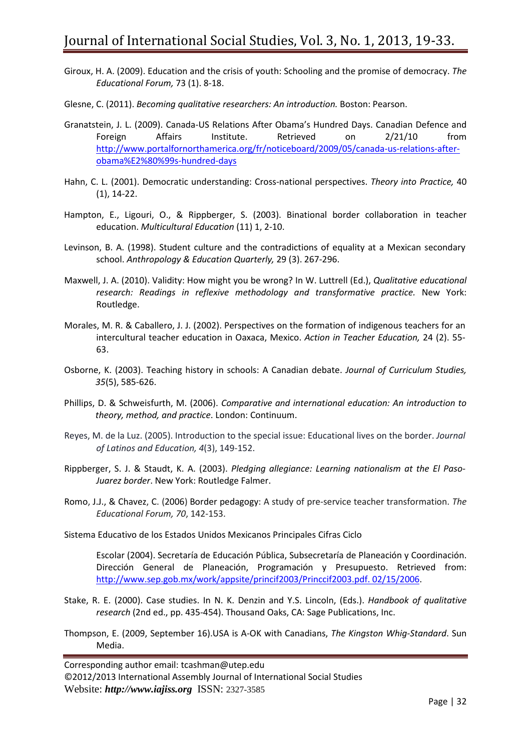Giroux, H. A. (2009). Education and the crisis of youth: Schooling and the promise of democracy. *The Educational Forum,* 73 (1). 8-18.

Glesne, C. (2011). *Becoming qualitative researchers: An introduction.* Boston: Pearson.

Granatstein, J. L. (2009). Canada-US Relations After Obama's Hundred Days. Canadian Defence and Foreign Affairs Institute. Retrieved on 2/21/10 from http://www.portalfornorthamerica.org/fr/noticeboard/2009/05/canada-us-relations-after-obama%E2%80%99s-hundred-days

Hahn, C. L. (2001). Democratic understanding: Cross-national perspectives. *Theory into Practice,* 40 (1), 14-22.

Hampton, E., Ligouri, O., & Rippberger, S. (2003). Binational border collaboration in teacher education. *Multicultural Education* (11) 1, 2-10.

Levinson, B. A. (1998). Student culture and the contradictions of equality at a Mexican secondary school. *Anthropology & Education Quarterly,* 29 (3). 267-296.

Maxwell, J. A. (2010). Validity: How might you be wrong? In W. Luttrell (Ed.), *Qualitative educational research: Readings in reflexive methodology and transformative practice.* New York: Routledge.

Morales, M. R. & Caballero, J. J. (2002). Perspectives on the formation of indigenous teachers for an intercultural teacher education in Oaxaca, Mexico. *Action in Teacher Education,* 24 (2). 55-63.

Osborne, K. (2003). Teaching history in schools: A Canadian debate. *Journal of Curriculum Studies, 35*(5), 585-626.

Phillips, D. & Schweisfurth, M. (2006). *Comparative and international education: An introduction to theory, method, and practice*. London: Continuum.

Reyes, M. de la Luz. (2005). Introduction to the special issue: Educational lives on the border. *Journal of Latinos and Education, 4*(3), 149-152.

Rippberger, S. J. & Staudt, K. A. (2003). *Pledging allegiance: Learning nationalism at the El Paso-Juarez border*. New York: Routledge Falmer.

Romo, J.J., & Chavez, C. (2006) Border pedagogy: A study of pre-service teacher transformation. *The Educational Forum, 70*, 142-153.

Sistema Educativo de los Estados Unidos Mexicanos Principales Cifras Ciclo

Escolar (2004). Secretaría de Educación Pública, Subsecretaría de Planeación y Coordinación. Dirección General de Planeación, Programación y Presupuesto. Retrieved from: http://www.sep.gob.mx/work/appsite/princif2003/Princcif2003.pdf. 02/15/2006.

Stake, R. E. (2000). Case studies. In N. K. Denzin and Y.S. Lincoln, (Eds.). *Handbook of qualitative research* (2nd ed., pp. 435-454). Thousand Oaks, CA: Sage Publications, Inc.

Thompson, E. (2009, September 16).USA is A-OK with Canadians, *The Kingston Whig-Standard*. Sun Media.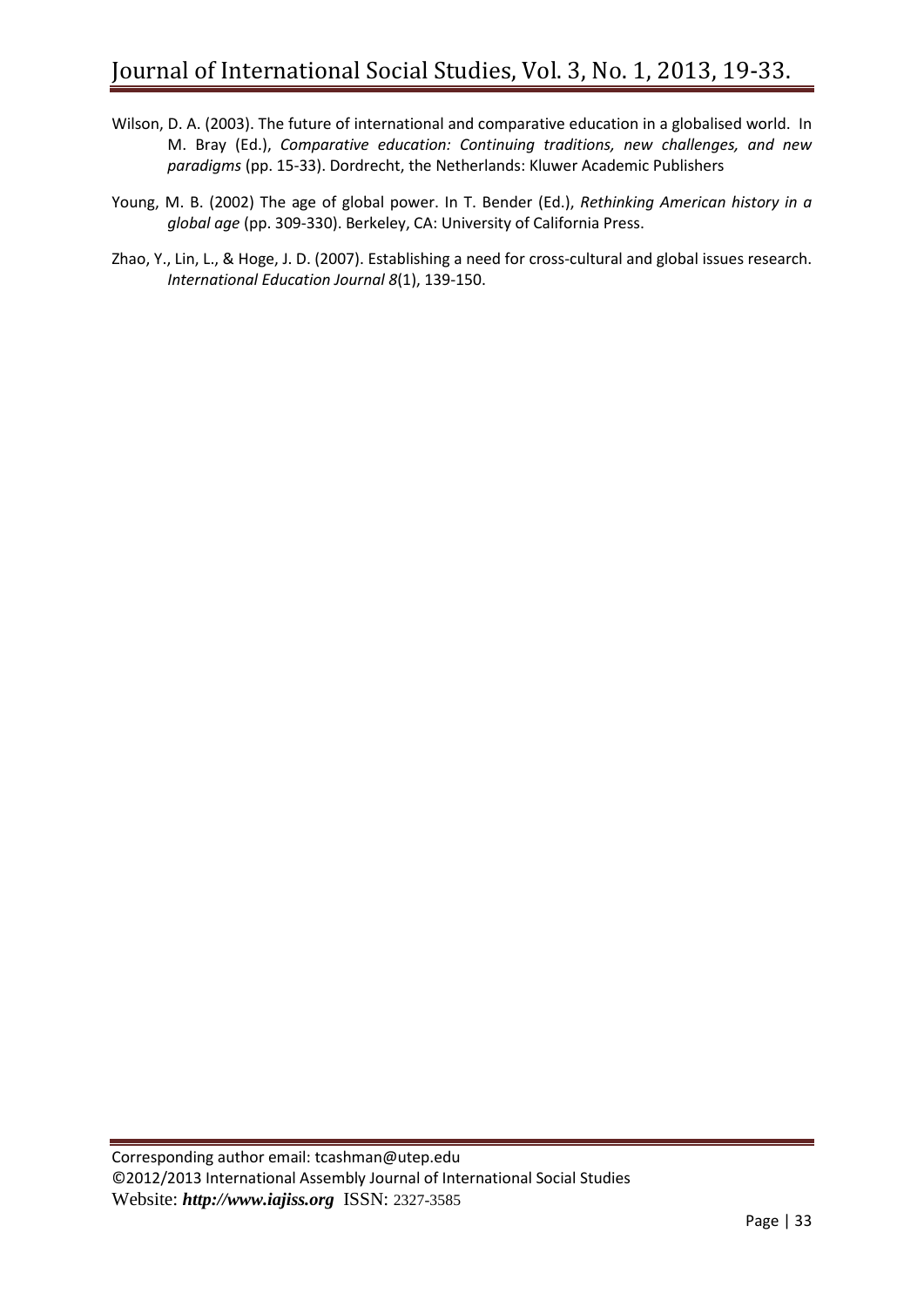Wilson, D. A. (2003). The future of international and comparative education in a globalised world. In M. Bray (Ed.), *Comparative education: Continuing traditions, new challenges, and new paradigms* (pp. 15-33). Dordrecht, the Netherlands: Kluwer Academic Publishers

Young, M. B. (2002) The age of global power. In T. Bender (Ed.), *Rethinking American history in a global age* (pp. 309-330). Berkeley, CA: University of California Press.

Zhao, Y., Lin, L., & Hoge, J. D. (2007). Establishing a need for cross-cultural and global issues research. *International Education Journal 8*(1), 139-150.